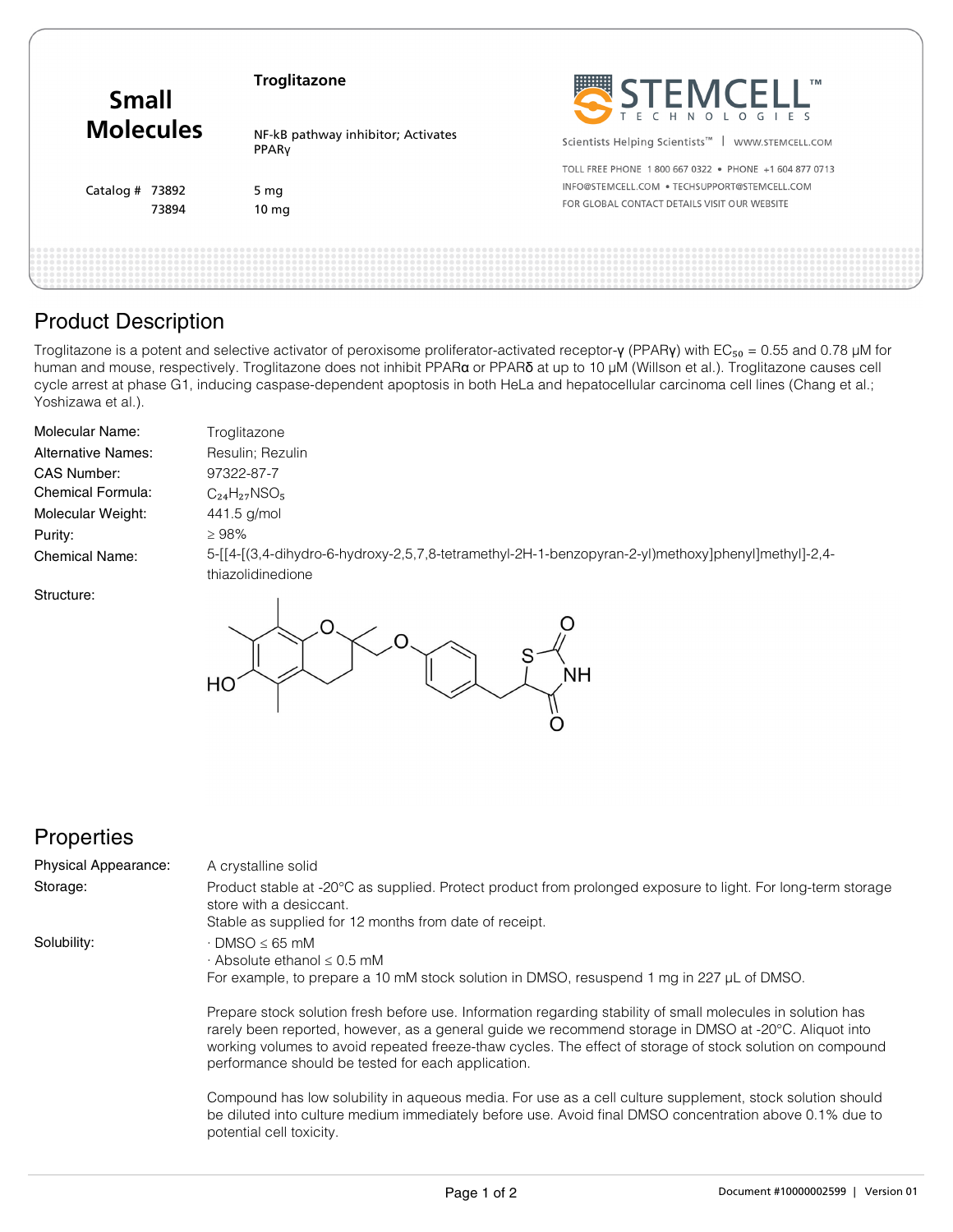# Small Molecules

**Troglitazone**

NF-kB pathway inhibitor; Activates PPARγ

| Catalog # | |
|---|---|
| 73892 | 5 mg |
| 73894 | 10 mg |

STEMCELL TECHNOLOGIES

Scientists Helping Scientists™ | WWW.STEMCELL.COM

TOLL FREE PHONE 1 800 667 0322 • PHONE +1 604 877 0713
INFO@STEMCELL.COM • TECHSUPPORT@STEMCELL.COM
FOR GLOBAL CONTACT DETAILS VISIT OUR WEBSITE

## Product Description

Troglitazone is a potent and selective activator of peroxisome proliferator-activated receptor-γ (PPARγ) with $EC_{50}$ = 0.55 and 0.78 µM for human and mouse, respectively. Troglitazone does not inhibit PPARα or PPARδ at up to 10 µM (Willson et al.). Troglitazone causes cell cycle arrest at phase G1, inducing caspase-dependent apoptosis in both HeLa and hepatocellular carcinoma cell lines (Chang et al.; Yoshizawa et al.).

| | |
|---|---|
| Molecular Name: | Troglitazone |
| Alternative Names: | Resulin; Rezulin |
| CAS Number: | 97322-87-7 |
| Chemical Formula: | $C_{24}H_{27}NSO_5$ |
| Molecular Weight: | 441.5 g/mol |
| Purity: | ≥ 98% |
| Chemical Name: | 5-[[4-[(3,4-dihydro-6-hydroxy-2,5,7,8-tetramethyl-2H-1-benzopyran-2-yl)methoxy]phenyl]methyl]-2,4-thiazolidinedione |
| Structure: | |

## Properties

| | |
|---|---|
| Physical Appearance: | A crystalline solid |
| Storage: | Product stable at -20°C as supplied. Protect product from prolonged exposure to light. For long-term storage store with a desiccant. Stable as supplied for 12 months from date of receipt. |
| Solubility: | · DMSO ≤ 65 mM<br>· Absolute ethanol ≤ 0.5 mM<br>For example, to prepare a 10 mM stock solution in DMSO, resuspend 1 mg in 227 µL of DMSO. |

Prepare stock solution fresh before use. Information regarding stability of small molecules in solution has rarely been reported, however, as a general guide we recommend storage in DMSO at -20°C. Aliquot into working volumes to avoid repeated freeze-thaw cycles. The effect of storage of stock solution on compound performance should be tested for each application.

Compound has low solubility in aqueous media. For use as a cell culture supplement, stock solution should be diluted into culture medium immediately before use. Avoid final DMSO concentration above 0.1% due to potential cell toxicity.

Document #10000002599 | Version 01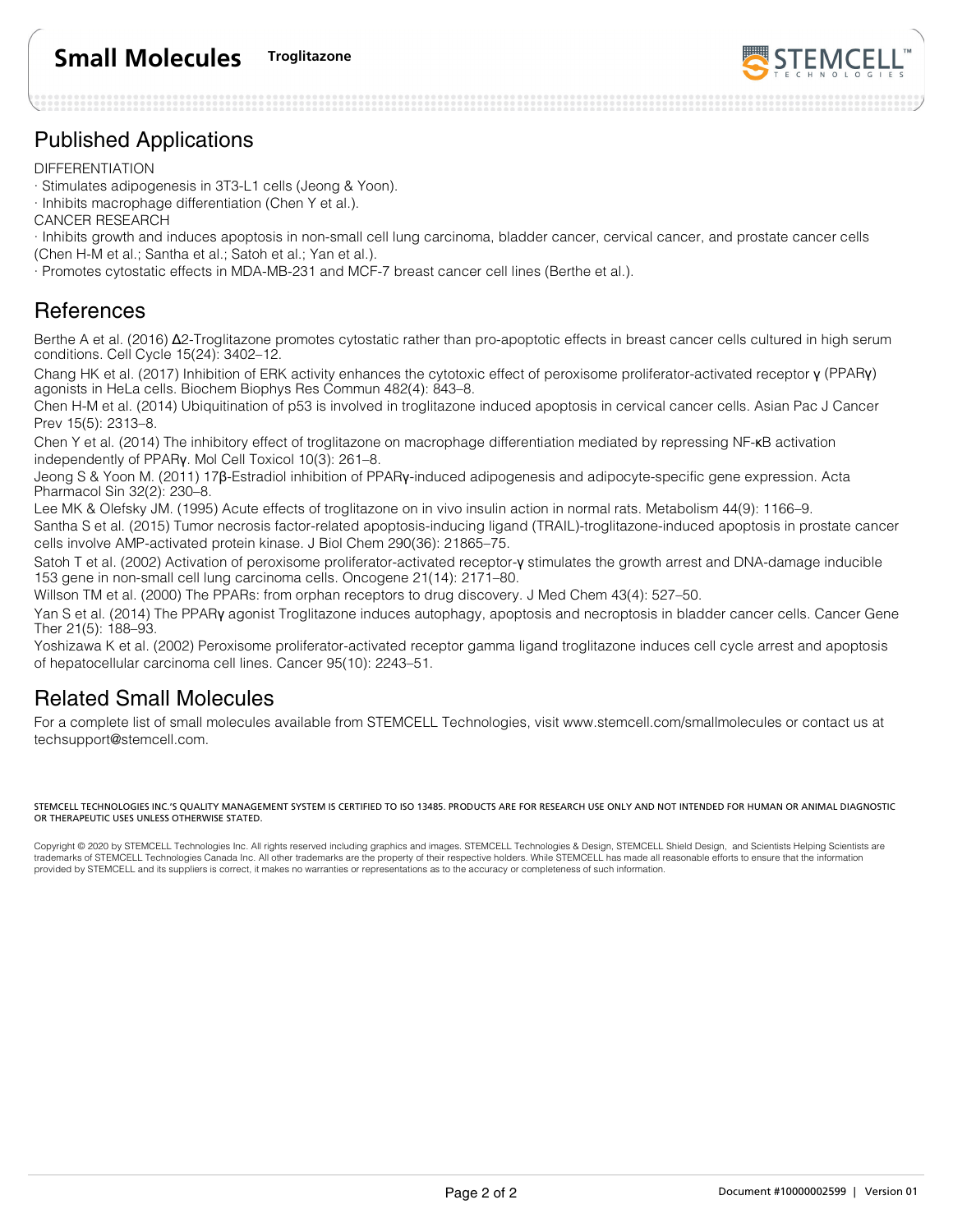## Published Applications

DIFFERENTIATION

- Stimulates adipogenesis in 3T3-L1 cells (Jeong & Yoon).
- Inhibits macrophage differentiation (Chen Y et al.).

CANCER RESEARCH

- Inhibits growth and induces apoptosis in non-small cell lung carcinoma, bladder cancer, cervical cancer, and prostate cancer cells (Chen H-M et al.; Santha et al.; Satoh et al.; Yan et al.).
- Promotes cytostatic effects in MDA-MB-231 and MCF-7 breast cancer cell lines (Berthe et al.).

## References

Berthe A et al. (2016) Δ2-Troglitazone promotes cytostatic rather than pro-apoptotic effects in breast cancer cells cultured in high serum conditions. Cell Cycle 15(24): 3402–12.

Chang HK et al. (2017) Inhibition of ERK activity enhances the cytotoxic effect of peroxisome proliferator-activated receptor γ (PPARγ) agonists in HeLa cells. Biochem Biophys Res Commun 482(4): 843–8.

Chen H-M et al. (2014) Ubiquitination of p53 is involved in troglitazone induced apoptosis in cervical cancer cells. Asian Pac J Cancer Prev 15(5): 2313–8.

Chen Y et al. (2014) The inhibitory effect of troglitazone on macrophage differentiation mediated by repressing NF-κB activation independently of PPARγ. Mol Cell Toxicol 10(3): 261–8.

Jeong S & Yoon M. (2011) 17β-Estradiol inhibition of PPARγ-induced adipogenesis and adipocyte-specific gene expression. Acta Pharmacol Sin 32(2): 230–8.

Lee MK & Olefsky JM. (1995) Acute effects of troglitazone on in vivo insulin action in normal rats. Metabolism 44(9): 1166–9.

Santha S et al. (2015) Tumor necrosis factor-related apoptosis-inducing ligand (TRAIL)-troglitazone-induced apoptosis in prostate cancer cells involve AMP-activated protein kinase. J Biol Chem 290(36): 21865–75.

Satoh T et al. (2002) Activation of peroxisome proliferator-activated receptor-γ stimulates the growth arrest and DNA-damage inducible 153 gene in non-small cell lung carcinoma cells. Oncogene 21(14): 2171–80.

Willson TM et al. (2000) The PPARs: from orphan receptors to drug discovery. J Med Chem 43(4): 527–50.

Yan S et al. (2014) The PPARγ agonist Troglitazone induces autophagy, apoptosis and necroptosis in bladder cancer cells. Cancer Gene Ther 21(5): 188–93.

Yoshizawa K et al. (2002) Peroxisome proliferator-activated receptor gamma ligand troglitazone induces cell cycle arrest and apoptosis of hepatocellular carcinoma cell lines. Cancer 95(10): 2243–51.

## Related Small Molecules

For a complete list of small molecules available from STEMCELL Technologies, visit www.stemcell.com/smallmolecules or contact us at techsupport@stemcell.com.

STEMCELL TECHNOLOGIES INC.'S QUALITY MANAGEMENT SYSTEM IS CERTIFIED TO ISO 13485. PRODUCTS ARE FOR RESEARCH USE ONLY AND NOT INTENDED FOR HUMAN OR ANIMAL DIAGNOSTIC OR THERAPEUTIC USES UNLESS OTHERWISE STATED.

Copyright © 2020 by STEMCELL Technologies Inc. All rights reserved including graphics and images. STEMCELL Technologies & Design, STEMCELL Shield Design, and Scientists Helping Scientists are trademarks of STEMCELL Technologies Canada Inc. All other trademarks are the property of their respective holders. While STEMCELL has made all reasonable efforts to ensure that the information provided by STEMCELL and its suppliers is correct, it makes no warranties or representations as to the accuracy or completeness of such information.